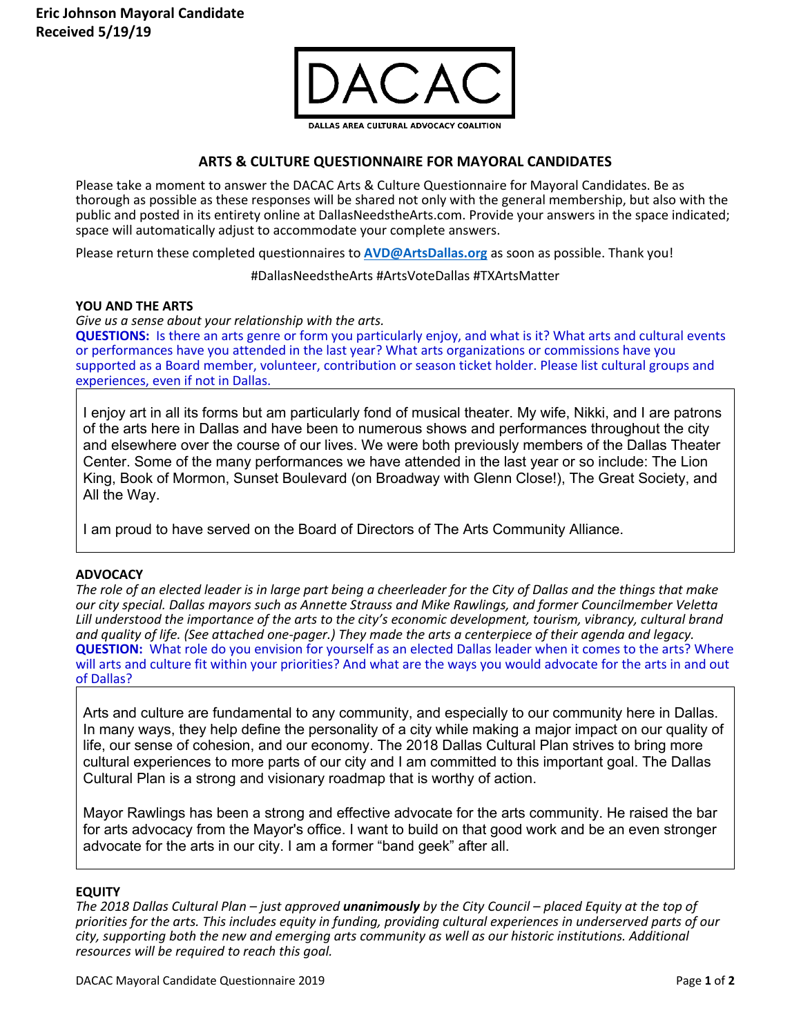**Eric Johnson Mayoral Candidate**
**Received 5/19/19**

DACAC

DALLAS AREA CULTURAL ADVOCACY COALITION

## ARTS & CULTURE QUESTIONNAIRE FOR MAYORAL CANDIDATES

Please take a moment to answer the DACAC Arts & Culture Questionnaire for Mayoral Candidates. Be as thorough as possible as these responses will be shared not only with the general membership, but also with the public and posted in its entirety online at DallasNeedstheArts.com. Provide your answers in the space indicated; space will automatically adjust to accommodate your complete answers.

Please return these completed questionnaires to **AVD@ArtsDallas.org** as soon as possible. Thank you!

#DallasNeedstheArts #ArtsVoteDallas #TXArtsMatter

### YOU AND THE ARTS

*Give us a sense about your relationship with the arts.*

**QUESTIONS:** Is there an arts genre or form you particularly enjoy, and what is it? What arts and cultural events or performances have you attended in the last year? What arts organizations or commissions have you supported as a Board member, volunteer, contribution or season ticket holder. Please list cultural groups and experiences, even if not in Dallas.

I enjoy art in all its forms but am particularly fond of musical theater. My wife, Nikki, and I are patrons of the arts here in Dallas and have been to numerous shows and performances throughout the city and elsewhere over the course of our lives. We were both previously members of the Dallas Theater Center. Some of the many performances we have attended in the last year or so include: The Lion King, Book of Mormon, Sunset Boulevard (on Broadway with Glenn Close!), The Great Society, and All the Way.

I am proud to have served on the Board of Directors of The Arts Community Alliance.

### ADVOCACY

*The role of an elected leader is in large part being a cheerleader for the City of Dallas and the things that make our city special. Dallas mayors such as Annette Strauss and Mike Rawlings, and former Councilmember Veletta Lill understood the importance of the arts to the city's economic development, tourism, vibrancy, cultural brand and quality of life. (See attached one-pager.) They made the arts a centerpiece of their agenda and legacy.*

**QUESTION:** What role do you envision for yourself as an elected Dallas leader when it comes to the arts? Where will arts and culture fit within your priorities? And what are the ways you would advocate for the arts in and out of Dallas?

Arts and culture are fundamental to any community, and especially to our community here in Dallas. In many ways, they help define the personality of a city while making a major impact on our quality of life, our sense of cohesion, and our economy. The 2018 Dallas Cultural Plan strives to bring more cultural experiences to more parts of our city and I am committed to this important goal. The Dallas Cultural Plan is a strong and visionary roadmap that is worthy of action.

Mayor Rawlings has been a strong and effective advocate for the arts community. He raised the bar for arts advocacy from the Mayor's office. I want to build on that good work and be an even stronger advocate for the arts in our city. I am a former "band geek" after all.

### EQUITY

*The 2018 Dallas Cultural Plan – just approved **unanimously** by the City Council – placed Equity at the top of priorities for the arts. This includes equity in funding, providing cultural experiences in underserved parts of our city, supporting both the new and emerging arts community as well as our historic institutions. Additional resources will be required to reach this goal.*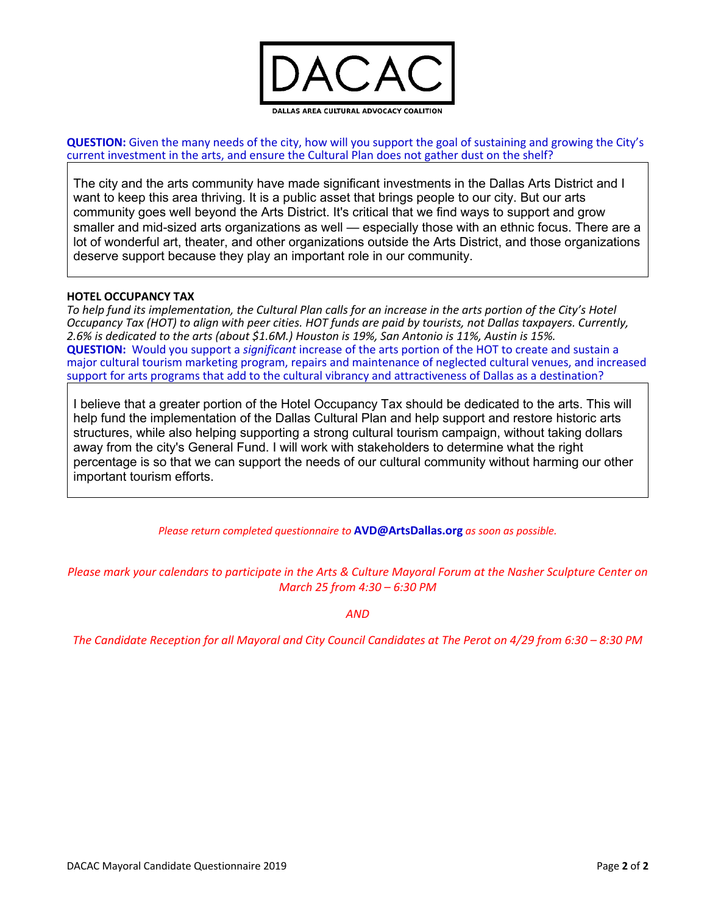# DACAC

DALLAS AREA CULTURAL ADVOCACY COALITION

**QUESTION:** Given the many needs of the city, how will you support the goal of sustaining and growing the City's current investment in the arts, and ensure the Cultural Plan does not gather dust on the shelf?

> The city and the arts community have made significant investments in the Dallas Arts District and I want to keep this area thriving. It is a public asset that brings people to our city. But our arts community goes well beyond the Arts District. It's critical that we find ways to support and grow smaller and mid-sized arts organizations as well — especially those with an ethnic focus. There are a lot of wonderful art, theater, and other organizations outside the Arts District, and those organizations deserve support because they play an important role in our community.

**HOTEL OCCUPANCY TAX**

*To help fund its implementation, the Cultural Plan calls for an increase in the arts portion of the City's Hotel Occupancy Tax (HOT) to align with peer cities. HOT funds are paid by tourists, not Dallas taxpayers. Currently, 2.6% is dedicated to the arts (about $1.6M.) Houston is 19%, San Antonio is 11%, Austin is 15%.*

**QUESTION:** Would you support a *significant* increase of the arts portion of the HOT to create and sustain a major cultural tourism marketing program, repairs and maintenance of neglected cultural venues, and increased support for arts programs that add to the cultural vibrancy and attractiveness of Dallas as a destination?

> I believe that a greater portion of the Hotel Occupancy Tax should be dedicated to the arts. This will help fund the implementation of the Dallas Cultural Plan and help support and restore historic arts structures, while also helping supporting a strong cultural tourism campaign, without taking dollars away from the city's General Fund. I will work with stakeholders to determine what the right percentage is so that we can support the needs of our cultural community without harming our other important tourism efforts.

*Please return completed questionnaire to* **AVD@ArtsDallas.org** *as soon as possible.*

*Please mark your calendars to participate in the Arts & Culture Mayoral Forum at the Nasher Sculpture Center on March 25 from 4:30 – 6:30 PM*

*AND*

*The Candidate Reception for all Mayoral and City Council Candidates at The Perot on 4/29 from 6:30 – 8:30 PM*